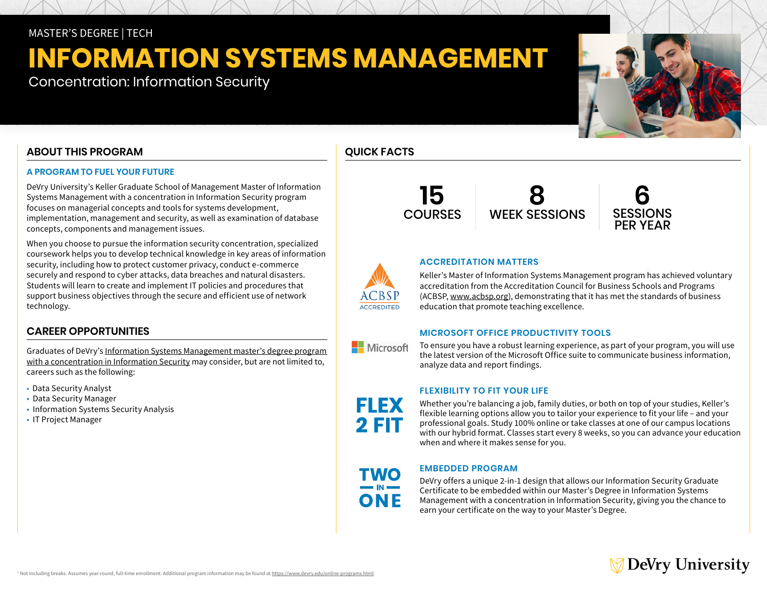MASTER'S DEGREE | TECH

# INFORMATION SYSTEMS MANAGEMENT

Concentration: Information Security

## ABOUT THIS PROGRAM

### A PROGRAM TO FUEL YOUR FUTURE

DeVry University's Keller Graduate School of Management Master of Information Systems Management with a concentration in Information Security program focuses on managerial concepts and tools for systems development, implementation, management and security, as well as examination of database concepts, components and management issues.

When you choose to pursue the information security concentration, specialized coursework helps you to develop technical knowledge in key areas of information security, including how to protect customer privacy, conduct e-commerce securely and respond to cyber attacks, data breaches and natural disasters. Students will learn to create and implement IT policies and procedures that support business objectives through the secure and efficient use of network technology.

## CAREER OPPORTUNITIES

Graduates of DeVry's Information Systems Management master's degree program with a concentration in Information Security may consider, but are not limited to, careers such as the following:

- Data Security Analyst
- Data Security Manager
- Information Systems Security Analysis
- IT Project Manager

## QUICK FACTS

**15** COURSES

**8** WEEK SESSIONS

**6** SESSIONS PER YEAR

ACBSP ACCREDITED

### ACCREDITATION MATTERS

Keller's Master of Information Systems Management program has achieved voluntary accreditation from the Accreditation Council for Business Schools and Programs (ACBSP, www.acbsp.org), demonstrating that it has met the standards of business education that promote teaching excellence.

Microsoft

### MICROSOFT OFFICE PRODUCTIVITY TOOLS

To ensure you have a robust learning experience, as part of your program, you will use the latest version of the Microsoft Office suite to communicate business information, analyze data and report findings.

FLEX 2 FIT

### FLEXIBILITY TO FIT YOUR LIFE

Whether you're balancing a job, family duties, or both on top of your studies, Keller's flexible learning options allow you to tailor your experience to fit your life – and your professional goals. Study 100% online or take classes at one of our campus locations with our hybrid format. Classes start every 8 weeks, so you can advance your education when and where it makes sense for you.

TWO IN ONE

### EMBEDDED PROGRAM

DeVry offers a unique 2-in-1 design that allows our Information Security Graduate Certificate to be embedded within our Master's Degree in Information Systems Management with a concentration in Information Security, giving you the chance to earn your certificate on the way to your Master's Degree.

[1] Not including breaks. Assumes year-round, full-time enrollment. Additional program information may be found at https://www.devry.edu/online-programs.html.

DeVry University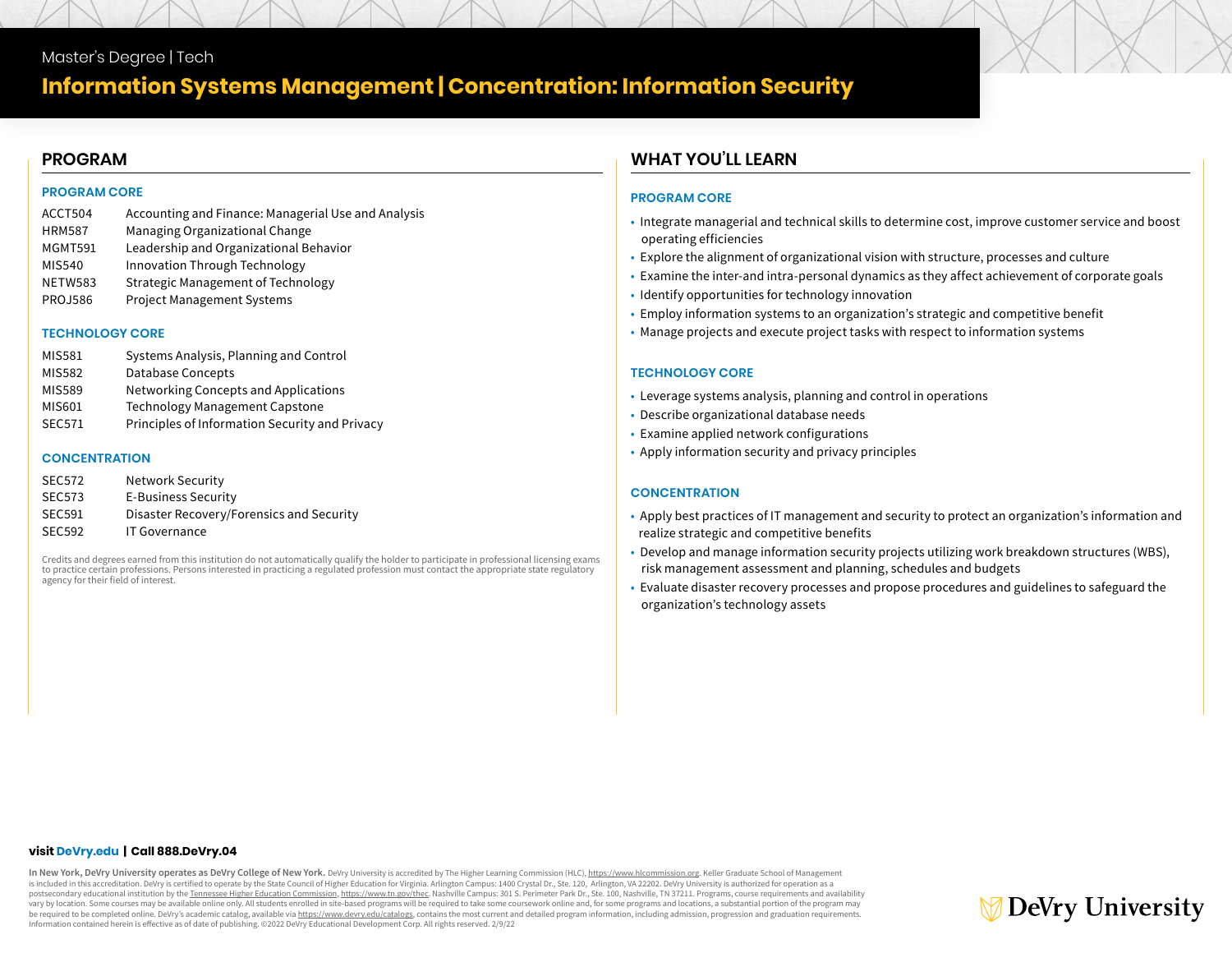Master's Degree | Tech

# Information Systems Management | Concentration: Information Security

## PROGRAM

### PROGRAM CORE

| | |
|---|---|
| ACCT504 | Accounting and Finance: Managerial Use and Analysis |
| HRM587 | Managing Organizational Change |
| MGMT591 | Leadership and Organizational Behavior |
| MIS540 | Innovation Through Technology |
| NETW583 | Strategic Management of Technology |
| PROJ586 | Project Management Systems |

### TECHNOLOGY CORE

| | |
|---|---|
| MIS581 | Systems Analysis, Planning and Control |
| MIS582 | Database Concepts |
| MIS589 | Networking Concepts and Applications |
| MIS601 | Technology Management Capstone |
| SEC571 | Principles of Information Security and Privacy |

### CONCENTRATION

| | |
|---|---|
| SEC572 | Network Security |
| SEC573 | E-Business Security |
| SEC591 | Disaster Recovery/Forensics and Security |
| SEC592 | IT Governance |

Credits and degrees earned from this institution do not automatically qualify the holder to participate in professional licensing exams to practice certain professions. Persons interested in practicing a regulated profession must contact the appropriate state regulatory agency for their field of interest.

## WHAT YOU'LL LEARN

### PROGRAM CORE

- Integrate managerial and technical skills to determine cost, improve customer service and boost operating efficiencies
- Explore the alignment of organizational vision with structure, processes and culture
- Examine the inter-and intra-personal dynamics as they affect achievement of corporate goals
- Identify opportunities for technology innovation
- Employ information systems to an organization's strategic and competitive benefit
- Manage projects and execute project tasks with respect to information systems

### TECHNOLOGY CORE

- Leverage systems analysis, planning and control in operations
- Describe organizational database needs
- Examine applied network configurations
- Apply information security and privacy principles

### CONCENTRATION

- Apply best practices of IT management and security to protect an organization's information and realize strategic and competitive benefits
- Develop and manage information security projects utilizing work breakdown structures (WBS), risk management assessment and planning, schedules and budgets
- Evaluate disaster recovery processes and propose procedures and guidelines to safeguard the organization's technology assets

**visit DeVry.edu | Call 888.DeVry.04**

**In New York, DeVry University operates as DeVry College of New York.** DeVry University is accredited by The Higher Learning Commission (HLC), https://www.hlcommission.org. Keller Graduate School of Management is included in this accreditation. DeVry is certified to operate by the State Council of Higher Education for Virginia. Arlington Campus: 1400 Crystal Dr., Ste. 120, Arlington, VA 22202. DeVry University is authorized for operation as a postsecondary educational institution by the Tennessee Higher Education Commission, https://www.tn.gov/thec. Nashville Campus: 301 S. Perimeter Park Dr., Ste. 100, Nashville, TN 37211. Programs, course requirements and availability vary by location. Some courses may be available online only. All students enrolled in site-based programs will be required to take some coursework online and, for some programs and locations, a substantial portion of the program may be required to be completed online. DeVry's academic catalog, available via https://www.devry.edu/catalogs, contains the most current and detailed program information, including admission, progression and graduation requirements. Information contained herein is effective as of date of publishing. ©2022 DeVry Educational Development Corp. All rights reserved. 2/9/22

DeVry University